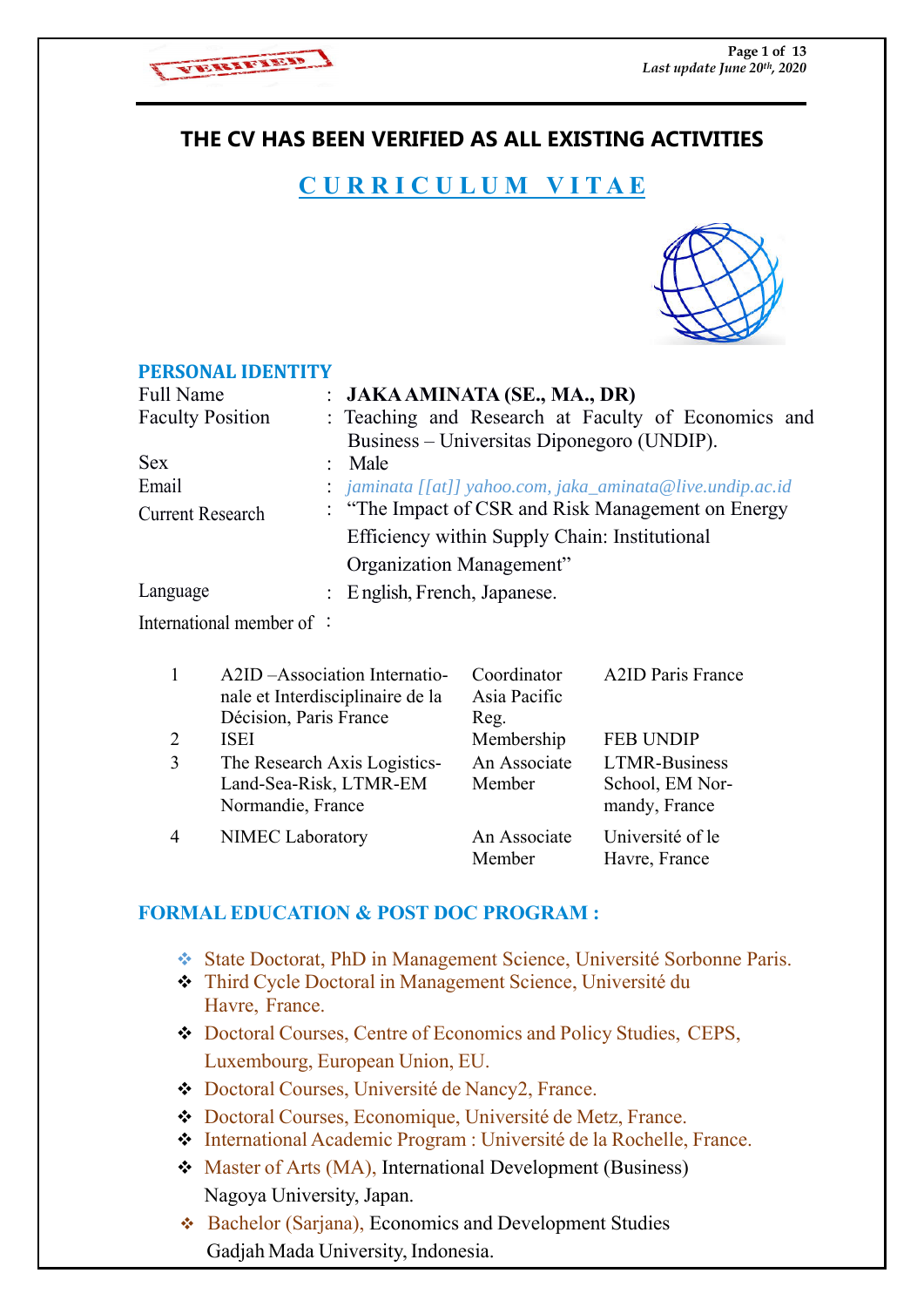**THE CV HAS BEEN VERIFIED AS ALL EXISTING ACTIVITIES**

# C U R R I C U L U M  V I T A E

## PERSONAL IDENTITY

Full Name : **JAKA AMINATA (SE., MA., DR)**

Faculty Position : Teaching and Research at Faculty of Economics and Business – Universitas Diponegoro (UNDIP).

Sex : Male

Email : *jaminata [[at]] yahoo.com, jaka_aminata@live.undip.ac.id*

Current Research : "The Impact of CSR and Risk Management on Energy Efficiency within Supply Chain: Institutional Organization Management"

Language : English, French, Japanese.

International member of :

| | | | |
|---|---|---|---|
| 1 | A2ID –Association Internationale et Interdisciplinaire de la Décision, Paris France | Coordinator Asia Pacific Reg. | A2ID Paris France |
| 2 | ISEI | Membership | FEB UNDIP |
| 3 | The Research Axis Logistics-Land-Sea-Risk, LTMR-EM Normandie, France | An Associate Member | LTMR-Business School, EM Normandy, France |
| 4 | NIMEC Laboratory | An Associate Member | Université of le Havre, France |

## FORMAL EDUCATION & POST DOC PROGRAM :

- State Doctorat, PhD in Management Science, Université Sorbonne Paris.
- Third Cycle Doctoral in Management Science, Université du Havre, France.
- Doctoral Courses, Centre of Economics and Policy Studies, CEPS, Luxembourg, European Union, EU.
- Doctoral Courses, Université de Nancy2, France.
- Doctoral Courses, Economique, Université de Metz, France.
- International Academic Program : Université de la Rochelle, France.
- Master of Arts (MA), International Development (Business) Nagoya University, Japan.
- Bachelor (Sarjana), Economics and Development Studies Gadjah Mada University, Indonesia.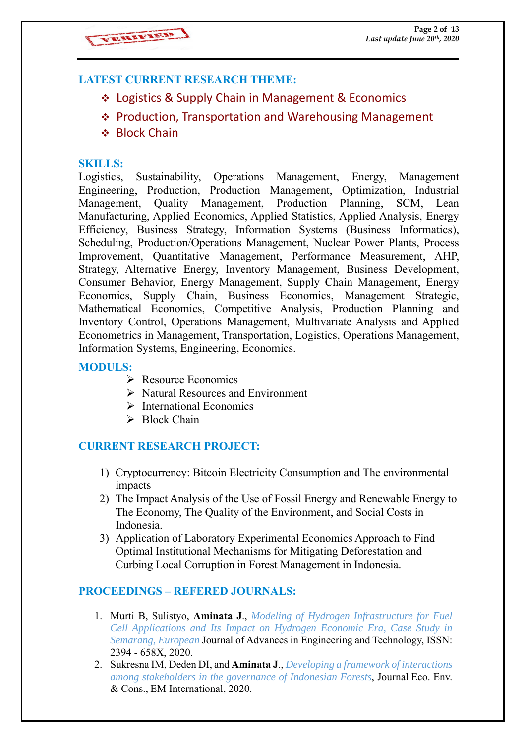## LATEST CURRENT RESEARCH THEME:

- Logistics & Supply Chain in Management & Economics
- Production, Transportation and Warehousing Management
- Block Chain

## SKILLS:

Logistics, Sustainability, Operations Management, Energy, Management Engineering, Production, Production Management, Optimization, Industrial Management, Quality Management, Production Planning, SCM, Lean Manufacturing, Applied Economics, Applied Statistics, Applied Analysis, Energy Efficiency, Business Strategy, Information Systems (Business Informatics), Scheduling, Production/Operations Management, Nuclear Power Plants, Process Improvement, Quantitative Management, Performance Measurement, AHP, Strategy, Alternative Energy, Inventory Management, Business Development, Consumer Behavior, Energy Management, Supply Chain Management, Energy Economics, Supply Chain, Business Economics, Management Strategic, Mathematical Economics, Competitive Analysis, Production Planning and Inventory Control, Operations Management, Multivariate Analysis and Applied Econometrics in Management, Transportation, Logistics, Operations Management, Information Systems, Engineering, Economics.

## MODULS:

- Resource Economics
- Natural Resources and Environment
- International Economics
- Block Chain

## CURRENT RESEARCH PROJECT:

1) Cryptocurrency: Bitcoin Electricity Consumption and The environmental impacts
2) The Impact Analysis of the Use of Fossil Energy and Renewable Energy to The Economy, The Quality of the Environment, and Social Costs in Indonesia.
3) Application of Laboratory Experimental Economics Approach to Find Optimal Institutional Mechanisms for Mitigating Deforestation and Curbing Local Corruption in Forest Management in Indonesia.

## PROCEEDINGS – REFERED JOURNALS:

1. Murti B, Sulistyo, **Aminata J**., *Modeling of Hydrogen Infrastructure for Fuel Cell Applications and Its Impact on Hydrogen Economic Era, Case Study in Semarang, European* Journal of Advances in Engineering and Technology, ISSN: 2394 - 658X, 2020.
2. Sukresna IM, Deden DI, and **Aminata J**., *Developing a framework of interactions among stakeholders in the governance of Indonesian Forests*, Journal Eco. Env. & Cons., EM International, 2020.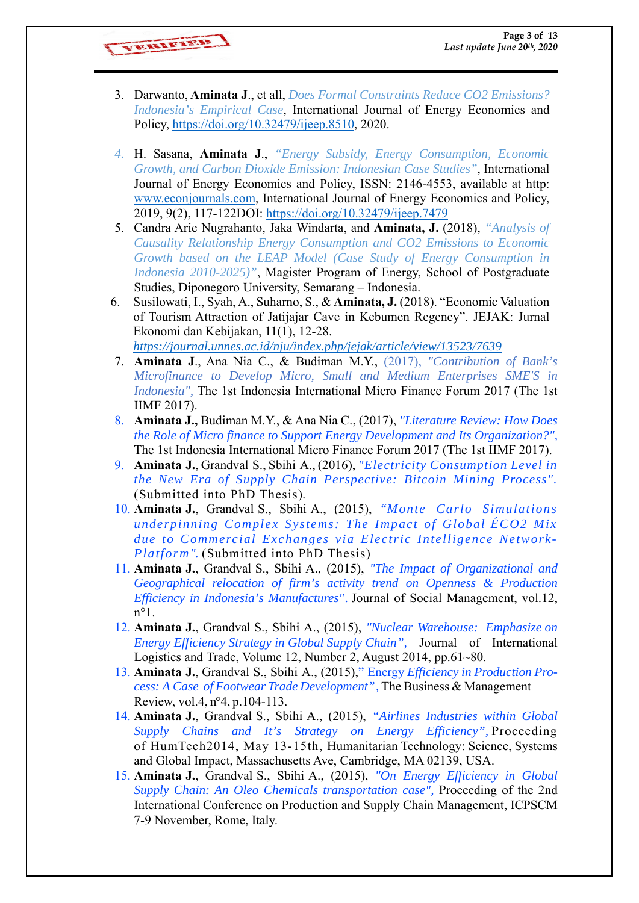3. Darwanto, **Aminata J**., et all, *Does Formal Constraints Reduce CO2 Emissions? Indonesia's Empirical Case*, International Journal of Energy Economics and Policy, https://doi.org/10.32479/ijeep.8510, 2020.

4. H. Sasana, **Aminata J**., *"Energy Subsidy, Energy Consumption, Economic Growth, and Carbon Dioxide Emission: Indonesian Case Studies"*, International Journal of Energy Economics and Policy, ISSN: 2146-4553, available at http: www.econjournals.com, International Journal of Energy Economics and Policy, 2019, 9(2), 117-122DOI: https://doi.org/10.32479/ijeep.7479

5. Candra Arie Nugrahanto, Jaka Windarta, and **Aminata, J.** (2018), *"Analysis of Causality Relationship Energy Consumption and CO2 Emissions to Economic Growth based on the LEAP Model (Case Study of Energy Consumption in Indonesia 2010-2025)"*, Magister Program of Energy, School of Postgraduate Studies, Diponegoro University, Semarang – Indonesia.

6. Susilowati, I., Syah, A., Suharno, S., & **Aminata, J.** (2018). "Economic Valuation of Tourism Attraction of Jatijajar Cave in Kebumen Regency". JEJAK: Jurnal Ekonomi dan Kebijakan, 11(1), 12-28. *https://journal.unnes.ac.id/nju/index.php/jejak/article/view/13523/7639*

7. **Aminata J**., Ana Nia C., & Budiman M.Y., (2017), *"Contribution of Bank's Microfinance to Develop Micro, Small and Medium Enterprises SME'S in Indonesia"*, The 1st Indonesia International Micro Finance Forum 2017 (The 1st IIMF 2017).

8. **Aminata J.,** Budiman M.Y., & Ana Nia C., (2017), *"Literature Review: How Does the Role of Micro finance to Support Energy Development and Its Organization?"*, The 1st Indonesia International Micro Finance Forum 2017 (The 1st IIMF 2017).

9. **Aminata J.**, Grandval S., Sbihi A., (2016), *"Electricity Consumption Level in the New Era of Supply Chain Perspective: Bitcoin Mining Process"*. (Submitted into PhD Thesis).

10. **Aminata J.**, Grandval S., Sbihi A., (2015), *"Monte Carlo Simulations underpinning Complex Systems: The Impact of Global ÉCO2 Mix due to Commercial Exchanges via Electric Intelligence Network-Platform"*. (Submitted into PhD Thesis)

11. **Aminata J.**, Grandval S., Sbihi A., (2015), *"The Impact of Organizational and Geographical relocation of firm's activity trend on Openness & Production Efficiency in Indonesia's Manufactures"*. Journal of Social Management, vol.12, n°1.

12. **Aminata J.**, Grandval S., Sbihi A., (2015), *"Nuclear Warehouse: Emphasize on Energy Efficiency Strategy in Global Supply Chain"*, Journal of International Logistics and Trade, Volume 12, Number 2, August 2014, pp.61~80.

13. **Aminata J.**, Grandval S., Sbihi A., (2015)," Energy *Efficiency in Production Process: A Case of Footwear Trade Development"*, The Business & Management Review, vol.4, n°4, p.104-113.

14. **Aminata J.**, Grandval S., Sbihi A., (2015), *"Airlines Industries within Global Supply Chains and It's Strategy on Energy Efficiency"*, Proceeding of HumTech2014, May 13-15th, Humanitarian Technology: Science, Systems and Global Impact, Massachusetts Ave, Cambridge, MA 02139, USA.

15. **Aminata J.**, Grandval S., Sbihi A., (2015), *"On Energy Efficiency in Global Supply Chain: An Oleo Chemicals transportation case"*, Proceeding of the 2nd International Conference on Production and Supply Chain Management, ICPSCM 7-9 November, Rome, Italy.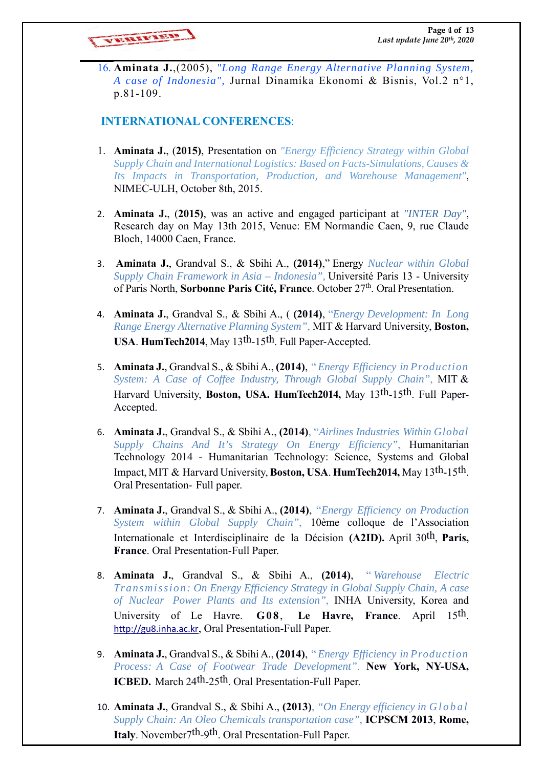16. **Aminata J.**,(2005), *"Long Range Energy Alternative Planning System, A case of Indonesia",* Jurnal Dinamika Ekonomi & Bisnis, Vol.2 n°1, p.81-109.

## INTERNATIONAL CONFERENCES:

1. **Aminata J.**, (**2015)**, Presentation on *"Energy Efficiency Strategy within Global Supply Chain and International Logistics: Based on Facts-Simulations, Causes & Its Impacts in Transportation, Production, and Warehouse Management"*, NIMEC-ULH, October 8th, 2015.

2. **Aminata J.**, (**2015)**, was an active and engaged participant at *"INTER Day"*, Research day on May 13th 2015, Venue: EM Normandie Caen, 9, rue Claude Bloch, 14000 Caen, France.

3. **Aminata J.**, Grandval S., & Sbihi A., **(2014)**," Energy *Nuclear within Global Supply Chain Framework in Asia – Indonesia",* Université Paris 13 - University of Paris North, **Sorbonne Paris Cité, France**. October 27th. Oral Presentation.

4. **Aminata J.**, Grandval S., & Sbihi A., ( **(2014)**, *"Energy Development: In Long Range Energy Alternative Planning System",* MIT & Harvard University, **Boston, USA**. **HumTech2014**, May 13th-15th. Full Paper-Accepted.

5. **Aminata J.**, Grandval S., & Sbihi A., **(2014)**, *" Energy Efficiency in Production System: A Case of Coffee Industry, Through Global Supply Chain",* MIT & Harvard University, **Boston, USA. HumTech2014,** May 13th-15th. Full Paper-Accepted.

6. **Aminata J.**, Grandval S., & Sbihi A., **(2014)**, *"Airlines Industries Within Global Supply Chains And It's Strategy On Energy Efficiency",* Humanitarian Technology 2014 - Humanitarian Technology: Science, Systems and Global Impact, MIT & Harvard University, **Boston, USA**. **HumTech2014,** May 13th-15th. Oral Presentation- Full paper.

7. **Aminata J.**, Grandval S., & Sbihi A., **(2014)**, *"Energy Efficiency on Production System within Global Supply Chain",* 10ème colloque de l'Association Internationale et Interdisciplinaire de la Décision **(A2ID).** April 30th, **Paris, France**. Oral Presentation-Full Paper.

8. **Aminata J.**, Grandval S., & Sbihi A., **(2014)**, *" Warehouse Electric Transmission: On Energy Efficiency Strategy in Global Supply Chain, A case of Nuclear Power Plants and Its extension",* INHA University, Korea and University of Le Havre. **G08**, **Le Havre, France**. April 15th. http://gu8.inha.ac.kr, Oral Presentation-Full Paper.

9. **Aminata J.**, Grandval S., & Sbihi A., **(2014)**, *" Energy Efficiency in Production Process: A Case of Footwear Trade Development".* **New York, NY-USA, ICBED.** March 24th-25th. Oral Presentation-Full Paper.

10. **Aminata J.**, Grandval S., & Sbihi A., **(2013)**, *"On Energy efficiency in Global Supply Chain: An Oleo Chemicals transportation case",* **ICPSCM 2013**, **Rome, Italy**. November7th-9th. Oral Presentation-Full Paper.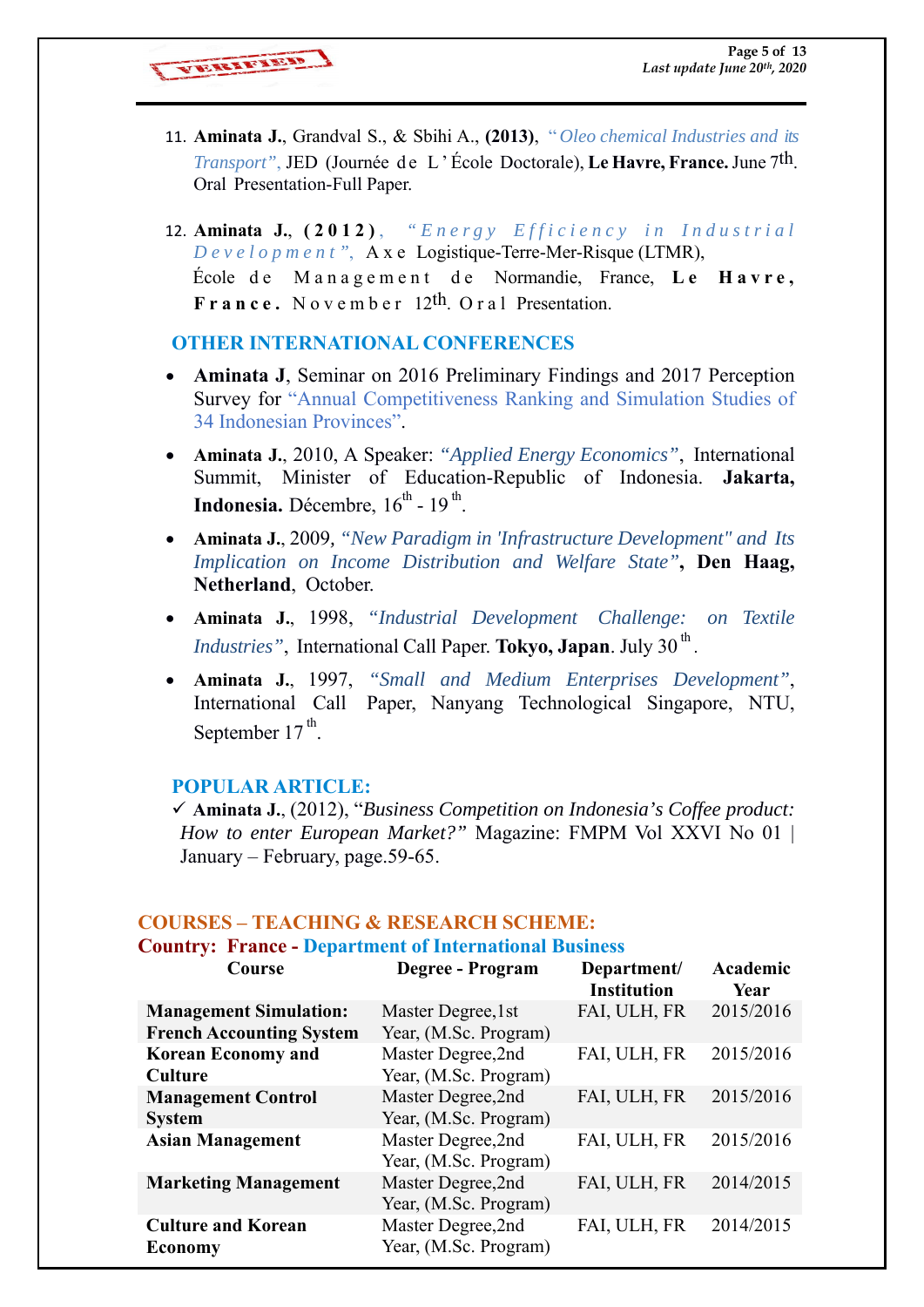11. **Aminata J.**, Grandval S., & Sbihi A., **(2013)**, *"Oleo chemical Industries and its Transport"*, JED (Journée de L'École Doctorale), **Le Havre, France.** June 7th. Oral Presentation-Full Paper.

12. **Aminata J.**, **(2012)**, *"Energy Efficiency in Industrial Development"*, Axe Logistique-Terre-Mer-Risque (LTMR), École de Management de Normandie, France, **Le Havre, France.** November 12th. Oral Presentation.

## OTHER INTERNATIONAL CONFERENCES

- **Aminata J**, Seminar on 2016 Preliminary Findings and 2017 Perception Survey for "Annual Competitiveness Ranking and Simulation Studies of 34 Indonesian Provinces".
- **Aminata J.**, 2010, A Speaker: *"Applied Energy Economics"*, International Summit, Minister of Education-Republic of Indonesia. **Jakarta, Indonesia.** Décembre, 16th - 19th.
- **Aminata J.**, 2009, *"New Paradigm in 'Infrastructure Development" and Its Implication on Income Distribution and Welfare State"*, **Den Haag, Netherland**, October.
- **Aminata J.**, 1998, *"Industrial Development Challenge: on Textile Industries"*, International Call Paper. **Tokyo, Japan**. July 30th.
- **Aminata J.**, 1997, *"Small and Medium Enterprises Development"*, International Call Paper, Nanyang Technological Singapore, NTU, September 17th.

## POPULAR ARTICLE:

✓ **Aminata J.**, (2012), "*Business Competition on Indonesia's Coffee product: How to enter European Market?"* Magazine: FMPM Vol XXVI No 01 | January – February, page.59-65.

## COURSES – TEACHING & RESEARCH SCHEME:

**Country: France - Department of International Business**

| Course | Degree - Program | Department/ Institution | Academic Year |
|---|---|---|---|
| **Management Simulation: French Accounting System** | Master Degree,1st Year, (M.Sc. Program) | FAI, ULH, FR | 2015/2016 |
| **Korean Economy and Culture** | Master Degree,2nd Year, (M.Sc. Program) | FAI, ULH, FR | 2015/2016 |
| **Management Control System** | Master Degree,2nd Year, (M.Sc. Program) | FAI, ULH, FR | 2015/2016 |
| **Asian Management** | Master Degree,2nd Year, (M.Sc. Program) | FAI, ULH, FR | 2015/2016 |
| **Marketing Management** | Master Degree,2nd Year, (M.Sc. Program) | FAI, ULH, FR | 2014/2015 |
| **Culture and Korean Economy** | Master Degree,2nd Year, (M.Sc. Program) | FAI, ULH, FR | 2014/2015 |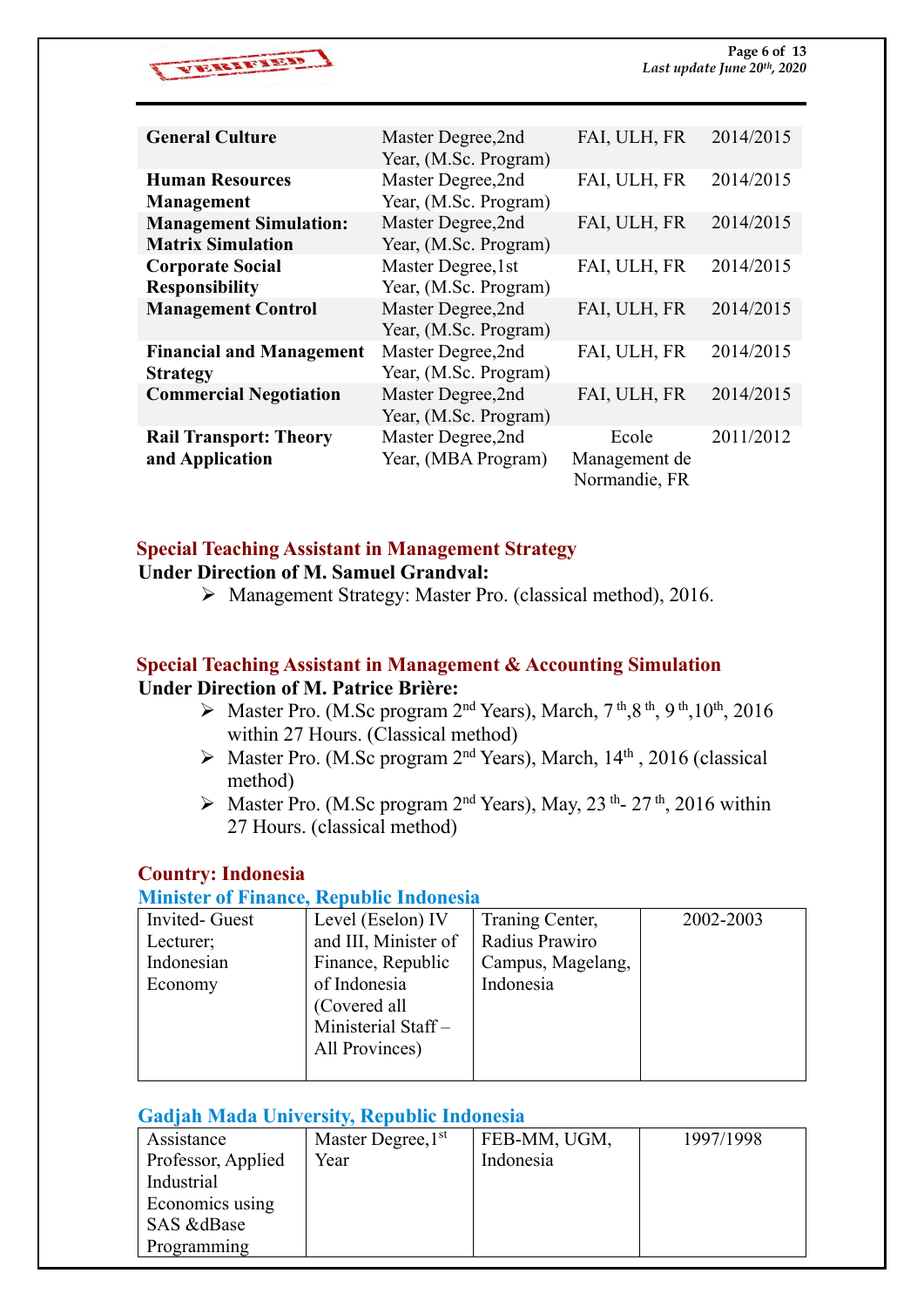| | | | |
|---|---|---|---|
| **General Culture** | Master Degree,2nd Year, (M.Sc. Program) | FAI, ULH, FR | 2014/2015 |
| **Human Resources Management** | Master Degree,2nd Year, (M.Sc. Program) | FAI, ULH, FR | 2014/2015 |
| **Management Simulation: Matrix Simulation** | Master Degree,2nd Year, (M.Sc. Program) | FAI, ULH, FR | 2014/2015 |
| **Corporate Social Responsibility** | Master Degree,1st Year, (M.Sc. Program) | FAI, ULH, FR | 2014/2015 |
| **Management Control** | Master Degree,2nd Year, (M.Sc. Program) | FAI, ULH, FR | 2014/2015 |
| **Financial and Management Strategy** | Master Degree,2nd Year, (M.Sc. Program) | FAI, ULH, FR | 2014/2015 |
| **Commercial Negotiation** | Master Degree,2nd Year, (M.Sc. Program) | FAI, ULH, FR | 2014/2015 |
| **Rail Transport: Theory and Application** | Master Degree,2nd Year, (MBA Program) | Ecole Management de Normandie, FR | 2011/2012 |

### Special Teaching Assistant in Management Strategy

**Under Direction of M. Samuel Grandval:**

- Management Strategy: Master Pro. (classical method), 2016.

### Special Teaching Assistant in Management & Accounting Simulation

**Under Direction of M. Patrice Brière:**

- Master Pro. (M.Sc program 2nd Years), March, 7th,8th, 9th,10th, 2016 within 27 Hours. (Classical method)
- Master Pro. (M.Sc program 2nd Years), March, 14th , 2016 (classical method)
- Master Pro. (M.Sc program 2nd Years), May, 23th- 27th, 2016 within 27 Hours. (classical method)

## Country: Indonesia

### Minister of Finance, Republic Indonesia

| | | | |
|---|---|---|---|
| Invited- Guest Lecturer; Indonesian Economy | Level (Eselon) IV and III, Minister of Finance, Republic of Indonesia (Covered all Ministerial Staff – All Provinces) | Traning Center, Radius Prawiro Campus, Magelang, Indonesia | 2002-2003 |

### Gadjah Mada University, Republic Indonesia

| | | | |
|---|---|---|---|
| Assistance Professor, Applied Industrial Economics using SAS &dBase Programming | Master Degree,1st Year | FEB-MM, UGM, Indonesia | 1997/1998 |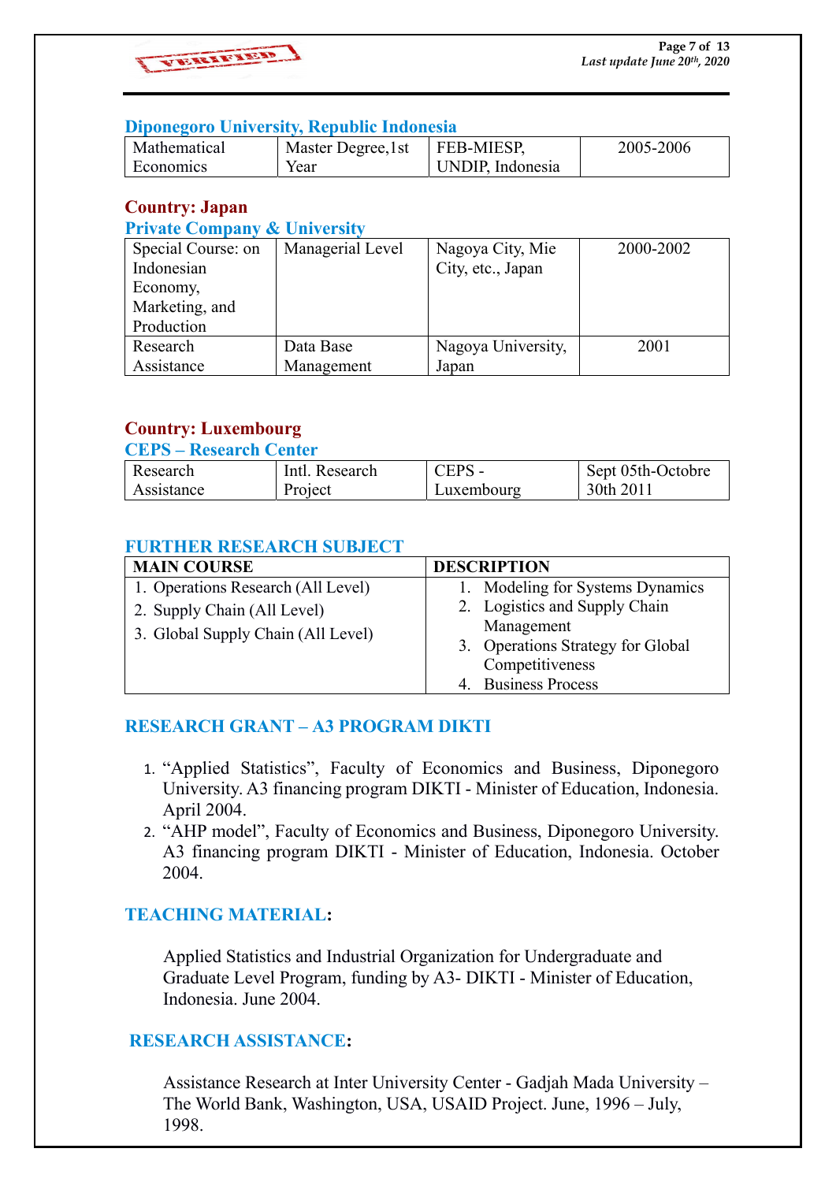### Diponegoro University, Republic Indonesia

| Mathematical Economics | Master Degree,1st Year | FEB-MIESP, UNDIP, Indonesia | 2005-2006 |
|---|---|---|---|

## Country: Japan

### Private Company & University

| Special Course: on Indonesian Economy, Marketing, and Production | Managerial Level | Nagoya City, Mie City, etc., Japan | 2000-2002 |
|---|---|---|---|
| Research Assistance | Data Base Management | Nagoya University, Japan | 2001 |

## Country: Luxembourg

### CEPS – Research Center

| Research Assistance | Intl. Research Project | CEPS - Luxembourg | Sept 05th-Octobre 30th 2011 |
|---|---|---|---|

### FURTHER RESEARCH SUBJECT

| MAIN COURSE | DESCRIPTION |
|---|---|
| 1. Operations Research (All Level)<br>2. Supply Chain (All Level)<br>3. Global Supply Chain (All Level) | 1. Modeling for Systems Dynamics<br>2. Logistics and Supply Chain Management<br>3. Operations Strategy for Global Competitiveness<br>4. Business Process |

### RESEARCH GRANT – A3 PROGRAM DIKTI

1. "Applied Statistics", Faculty of Economics and Business, Diponegoro University. A3 financing program DIKTI - Minister of Education, Indonesia. April 2004.
2. "AHP model", Faculty of Economics and Business, Diponegoro University. A3 financing program DIKTI - Minister of Education, Indonesia. October 2004.

### TEACHING MATERIAL:

Applied Statistics and Industrial Organization for Undergraduate and Graduate Level Program, funding by A3- DIKTI - Minister of Education, Indonesia. June 2004.

### RESEARCH ASSISTANCE:

Assistance Research at Inter University Center - Gadjah Mada University – The World Bank, Washington, USA, USAID Project. June, 1996 – July, 1998.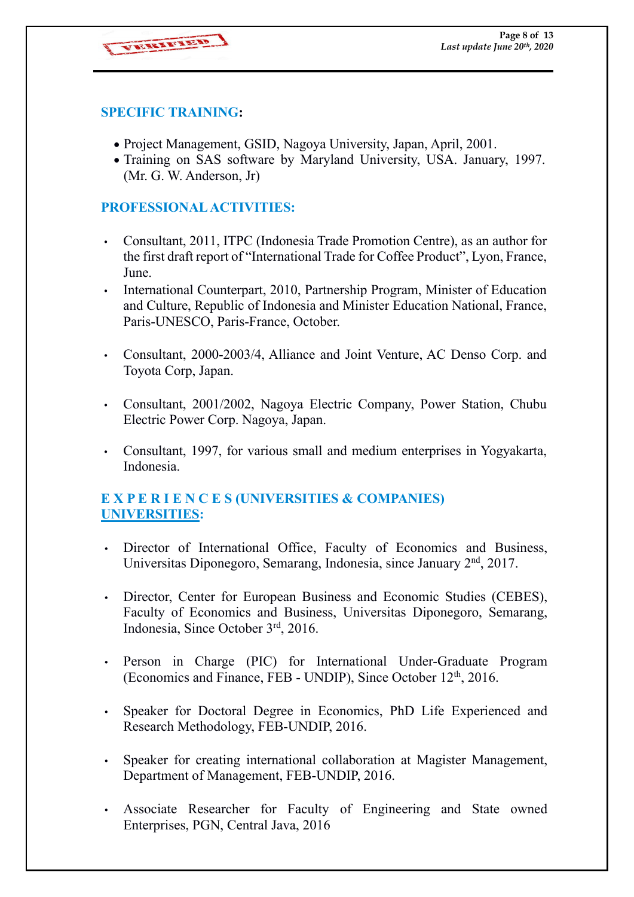## SPECIFIC TRAINING:

- Project Management, GSID, Nagoya University, Japan, April, 2001.
- Training on SAS software by Maryland University, USA. January, 1997. (Mr. G. W. Anderson, Jr)

## PROFESSIONAL ACTIVITIES:

- Consultant, 2011, ITPC (Indonesia Trade Promotion Centre), as an author for the first draft report of "International Trade for Coffee Product", Lyon, France, June.
- International Counterpart, 2010, Partnership Program, Minister of Education and Culture, Republic of Indonesia and Minister Education National, France, Paris-UNESCO, Paris-France, October.
- Consultant, 2000-2003/4, Alliance and Joint Venture, AC Denso Corp. and Toyota Corp, Japan.
- Consultant, 2001/2002, Nagoya Electric Company, Power Station, Chubu Electric Power Corp. Nagoya, Japan.
- Consultant, 1997, for various small and medium enterprises in Yogyakarta, Indonesia.

## E X P E R I E N C E S (UNIVERSITIES & COMPANIES)

### UNIVERSITIES:

- Director of International Office, Faculty of Economics and Business, Universitas Diponegoro, Semarang, Indonesia, since January 2nd, 2017.
- Director, Center for European Business and Economic Studies (CEBES), Faculty of Economics and Business, Universitas Diponegoro, Semarang, Indonesia, Since October 3rd, 2016.
- Person in Charge (PIC) for International Under-Graduate Program (Economics and Finance, FEB - UNDIP), Since October 12th, 2016.
- Speaker for Doctoral Degree in Economics, PhD Life Experienced and Research Methodology, FEB-UNDIP, 2016.
- Speaker for creating international collaboration at Magister Management, Department of Management, FEB-UNDIP, 2016.
- Associate Researcher for Faculty of Engineering and State owned Enterprises, PGN, Central Java, 2016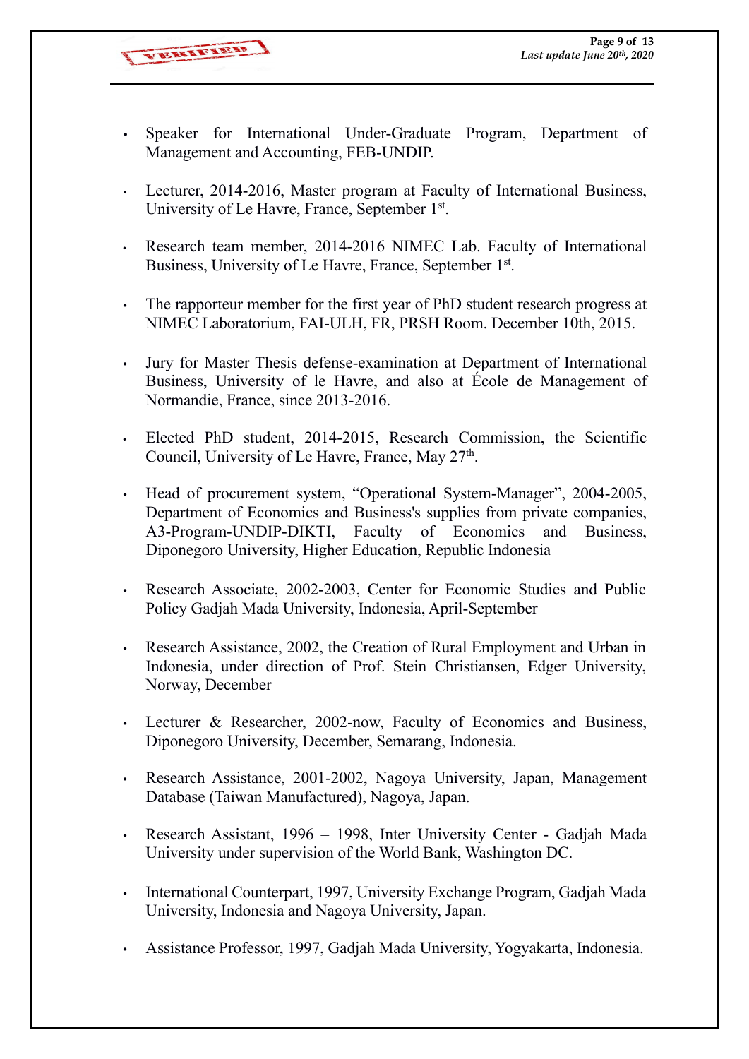- Speaker for International Under-Graduate Program, Department of Management and Accounting, FEB-UNDIP.
- Lecturer, 2014-2016, Master program at Faculty of International Business, University of Le Havre, France, September 1st.
- Research team member, 2014-2016 NIMEC Lab. Faculty of International Business, University of Le Havre, France, September 1st.
- The rapporteur member for the first year of PhD student research progress at NIMEC Laboratorium, FAI-ULH, FR, PRSH Room. December 10th, 2015.
- Jury for Master Thesis defense-examination at Department of International Business, University of le Havre, and also at École de Management of Normandie, France, since 2013-2016.
- Elected PhD student, 2014-2015, Research Commission, the Scientific Council, University of Le Havre, France, May 27th.
- Head of procurement system, "Operational System-Manager", 2004-2005, Department of Economics and Business's supplies from private companies, A3-Program-UNDIP-DIKTI, Faculty of Economics and Business, Diponegoro University, Higher Education, Republic Indonesia
- Research Associate, 2002-2003, Center for Economic Studies and Public Policy Gadjah Mada University, Indonesia, April-September
- Research Assistance, 2002, the Creation of Rural Employment and Urban in Indonesia, under direction of Prof. Stein Christiansen, Edger University, Norway, December
- Lecturer & Researcher, 2002-now, Faculty of Economics and Business, Diponegoro University, December, Semarang, Indonesia.
- Research Assistance, 2001-2002, Nagoya University, Japan, Management Database (Taiwan Manufactured), Nagoya, Japan.
- Research Assistant, 1996 – 1998, Inter University Center - Gadjah Mada University under supervision of the World Bank, Washington DC.
- International Counterpart, 1997, University Exchange Program, Gadjah Mada University, Indonesia and Nagoya University, Japan.
- Assistance Professor, 1997, Gadjah Mada University, Yogyakarta, Indonesia.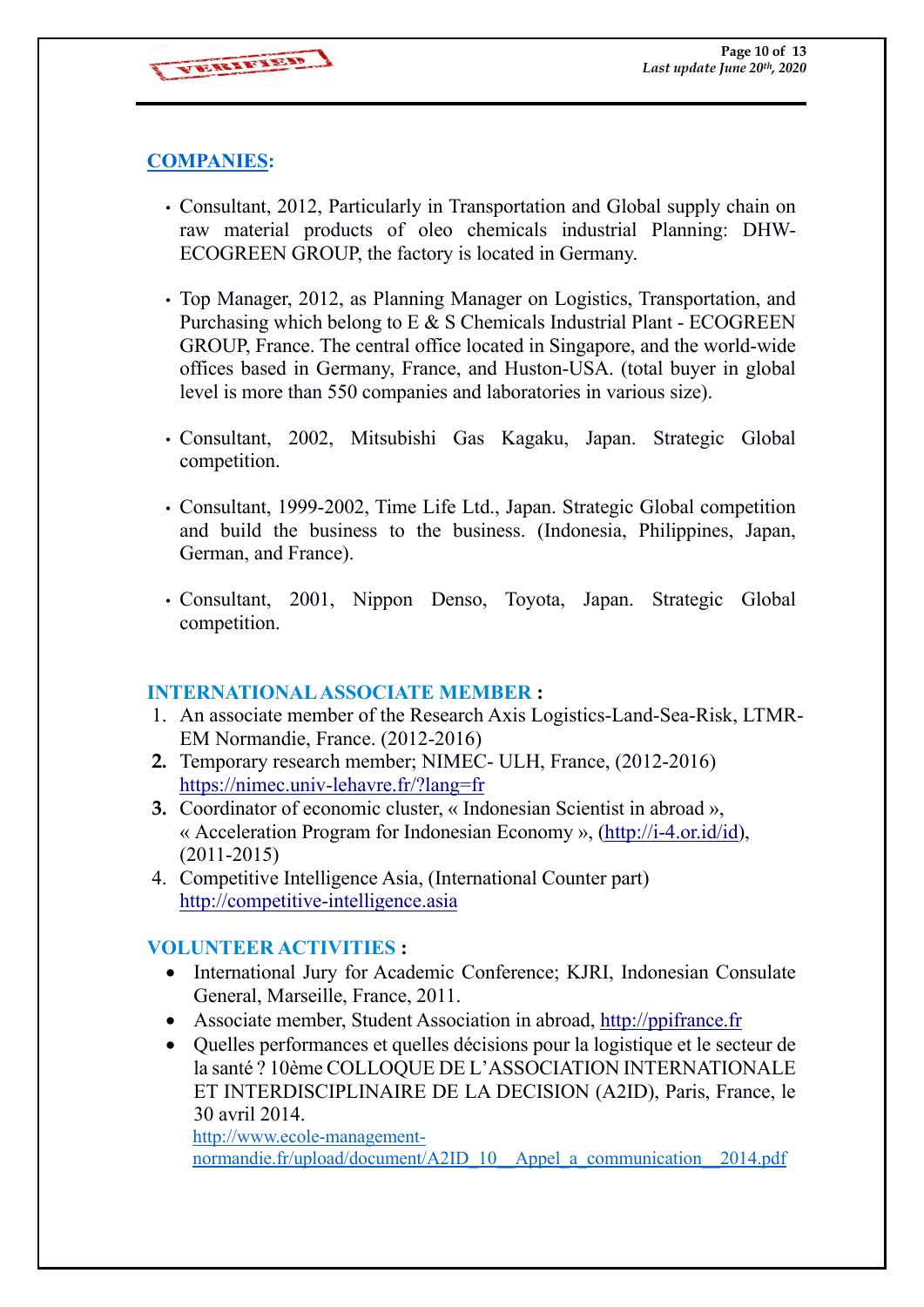## COMPANIES:

- Consultant, 2012, Particularly in Transportation and Global supply chain on raw material products of oleo chemicals industrial Planning: DHW-ECOGREEN GROUP, the factory is located in Germany.

- Top Manager, 2012, as Planning Manager on Logistics, Transportation, and Purchasing which belong to E & S Chemicals Industrial Plant - ECOGREEN GROUP, France. The central office located in Singapore, and the world-wide offices based in Germany, France, and Huston-USA. (total buyer in global level is more than 550 companies and laboratories in various size).

- Consultant, 2002, Mitsubishi Gas Kagaku, Japan. Strategic Global competition.

- Consultant, 1999-2002, Time Life Ltd., Japan. Strategic Global competition and build the business to the business. (Indonesia, Philippines, Japan, German, and France).

- Consultant, 2001, Nippon Denso, Toyota, Japan. Strategic Global competition.

## INTERNATIONAL ASSOCIATE MEMBER :

1. An associate member of the Research Axis Logistics-Land-Sea-Risk, LTMR-EM Normandie, France. (2012-2016)
2. Temporary research member; NIMEC- ULH, France, (2012-2016) https://nimec.univ-lehavre.fr/?lang=fr
3. Coordinator of economic cluster, « Indonesian Scientist in abroad », « Acceleration Program for Indonesian Economy », (http://i-4.or.id/id), (2011-2015)
4. Competitive Intelligence Asia, (International Counter part) http://competitive-intelligence.asia

## VOLUNTEER ACTIVITIES :

- International Jury for Academic Conference; KJRI, Indonesian Consulate General, Marseille, France, 2011.
- Associate member, Student Association in abroad, http://ppifrance.fr
- Quelles performances et quelles décisions pour la logistique et le secteur de la santé ? 10ème COLLOQUE DE L'ASSOCIATION INTERNATIONALE ET INTERDISCIPLINAIRE DE LA DECISION (A2ID), Paris, France, le 30 avril 2014.
  http://www.ecole-management-normandie.fr/upload/document/A2ID_10__Appel_a_communication__2014.pdf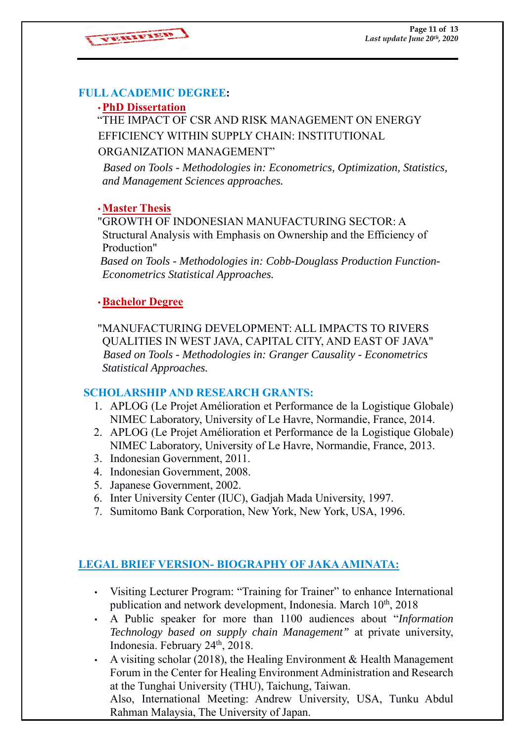## FULL ACADEMIC DEGREE:

- **PhD Dissertation**

  "THE IMPACT OF CSR AND RISK MANAGEMENT ON ENERGY EFFICIENCY WITHIN SUPPLY CHAIN: INSTITUTIONAL ORGANIZATION MANAGEMENT"

  *Based on Tools - Methodologies in: Econometrics, Optimization, Statistics, and Management Sciences approaches.*

- **Master Thesis**

  "GROWTH OF INDONESIAN MANUFACTURING SECTOR: A Structural Analysis with Emphasis on Ownership and the Efficiency of Production"

  *Based on Tools - Methodologies in: Cobb-Douglass Production Function- Econometrics Statistical Approaches.*

- **Bachelor Degree**

  "MANUFACTURING DEVELOPMENT: ALL IMPACTS TO RIVERS QUALITIES IN WEST JAVA, CAPITAL CITY, AND EAST OF JAVA"

  *Based on Tools - Methodologies in: Granger Causality - Econometrics Statistical Approaches.*

## SCHOLARSHIP AND RESEARCH GRANTS:

1. APLOG (Le Projet Amélioration et Performance de la Logistique Globale) NIMEC Laboratory, University of Le Havre, Normandie, France, 2014.
2. APLOG (Le Projet Amélioration et Performance de la Logistique Globale) NIMEC Laboratory, University of Le Havre, Normandie, France, 2013.
3. Indonesian Government, 2011.
4. Indonesian Government, 2008.
5. Japanese Government, 2002.
6. Inter University Center (IUC), Gadjah Mada University, 1997.
7. Sumitomo Bank Corporation, New York, New York, USA, 1996.

## LEGAL BRIEF VERSION- BIOGRAPHY OF JAKA AMINATA:

- Visiting Lecturer Program: "Training for Trainer" to enhance International publication and network development, Indonesia. March 10th, 2018
- A Public speaker for more than 1100 audiences about "*Information Technology based on supply chain Management"* at private university, Indonesia. February 24th, 2018.
- A visiting scholar (2018), the Healing Environment & Health Management Forum in the Center for Healing Environment Administration and Research at the Tunghai University (THU), Taichung, Taiwan.

  Also, International Meeting: Andrew University, USA, Tunku Abdul Rahman Malaysia, The University of Japan.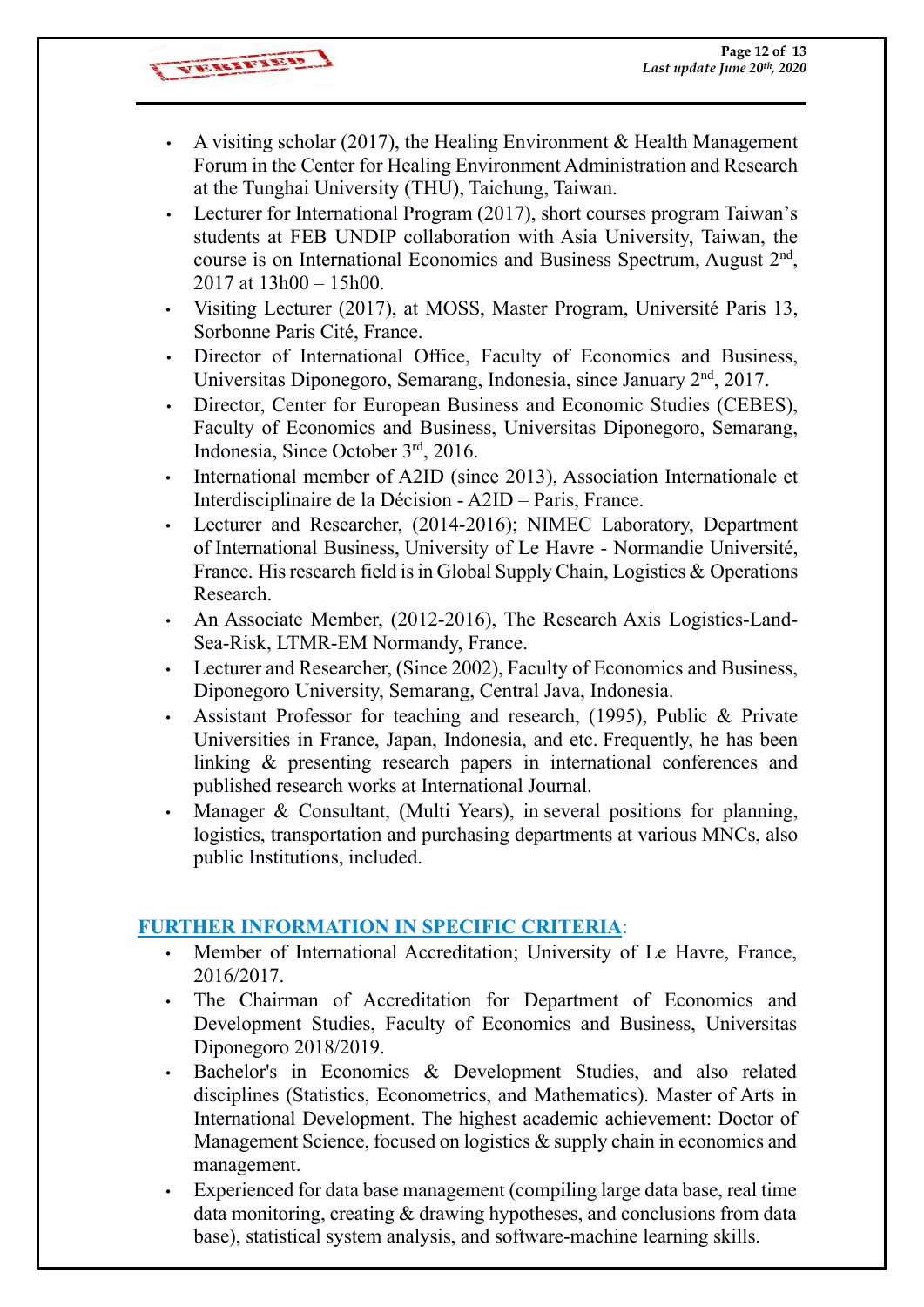- A visiting scholar (2017), the Healing Environment & Health Management Forum in the Center for Healing Environment Administration and Research at the Tunghai University (THU), Taichung, Taiwan.
- Lecturer for International Program (2017), short courses program Taiwan's students at FEB UNDIP collaboration with Asia University, Taiwan, the course is on International Economics and Business Spectrum, August 2nd, 2017 at 13h00 – 15h00.
- Visiting Lecturer (2017), at MOSS, Master Program, Université Paris 13, Sorbonne Paris Cité, France.
- Director of International Office, Faculty of Economics and Business, Universitas Diponegoro, Semarang, Indonesia, since January 2nd, 2017.
- Director, Center for European Business and Economic Studies (CEBES), Faculty of Economics and Business, Universitas Diponegoro, Semarang, Indonesia, Since October 3rd, 2016.
- International member of A2ID (since 2013), Association Internationale et Interdisciplinaire de la Décision - A2ID – Paris, France.
- Lecturer and Researcher, (2014-2016); NIMEC Laboratory, Department of International Business, University of Le Havre - Normandie Université, France. His research field is in Global Supply Chain, Logistics & Operations Research.
- An Associate Member, (2012-2016), The Research Axis Logistics-Land-Sea-Risk, LTMR-EM Normandy, France.
- Lecturer and Researcher, (Since 2002), Faculty of Economics and Business, Diponegoro University, Semarang, Central Java, Indonesia.
- Assistant Professor for teaching and research, (1995), Public & Private Universities in France, Japan, Indonesia, and etc. Frequently, he has been linking & presenting research papers in international conferences and published research works at International Journal.
- Manager & Consultant, (Multi Years), in several positions for planning, logistics, transportation and purchasing departments at various MNCs, also public Institutions, included.

## FURTHER INFORMATION IN SPECIFIC CRITERIA:

- Member of International Accreditation; University of Le Havre, France, 2016/2017.
- The Chairman of Accreditation for Department of Economics and Development Studies, Faculty of Economics and Business, Universitas Diponegoro 2018/2019.
- Bachelor's in Economics & Development Studies, and also related disciplines (Statistics, Econometrics, and Mathematics). Master of Arts in International Development. The highest academic achievement: Doctor of Management Science, focused on logistics & supply chain in economics and management.
- Experienced for data base management (compiling large data base, real time data monitoring, creating & drawing hypotheses, and conclusions from data base), statistical system analysis, and software-machine learning skills.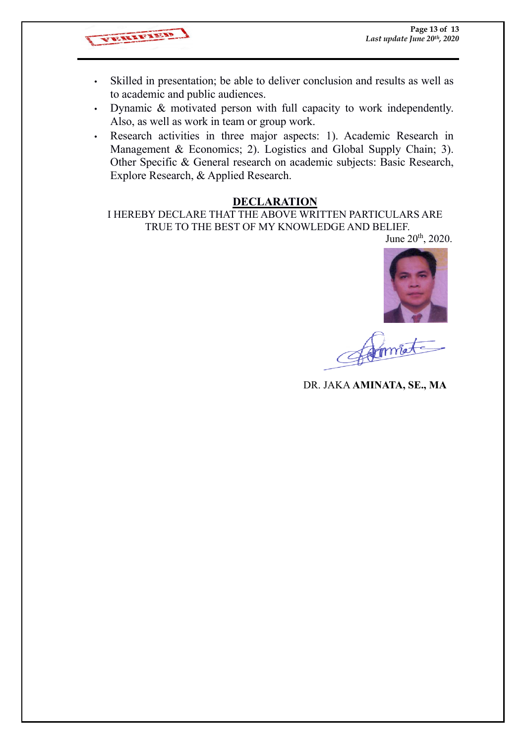- Skilled in presentation; be able to deliver conclusion and results as well as to academic and public audiences.
- Dynamic & motivated person with full capacity to work independently. Also, as well as work in team or group work.
- Research activities in three major aspects: 1). Academic Research in Management & Economics; 2). Logistics and Global Supply Chain; 3). Other Specific & General research on academic subjects: Basic Research, Explore Research, & Applied Research.

## DECLARATION

I HEREBY DECLARE THAT THE ABOVE WRITTEN PARTICULARS ARE TRUE TO THE BEST OF MY KNOWLEDGE AND BELIEF.

June 20th, 2020.

DR. JAKA **AMINATA, SE., MA**